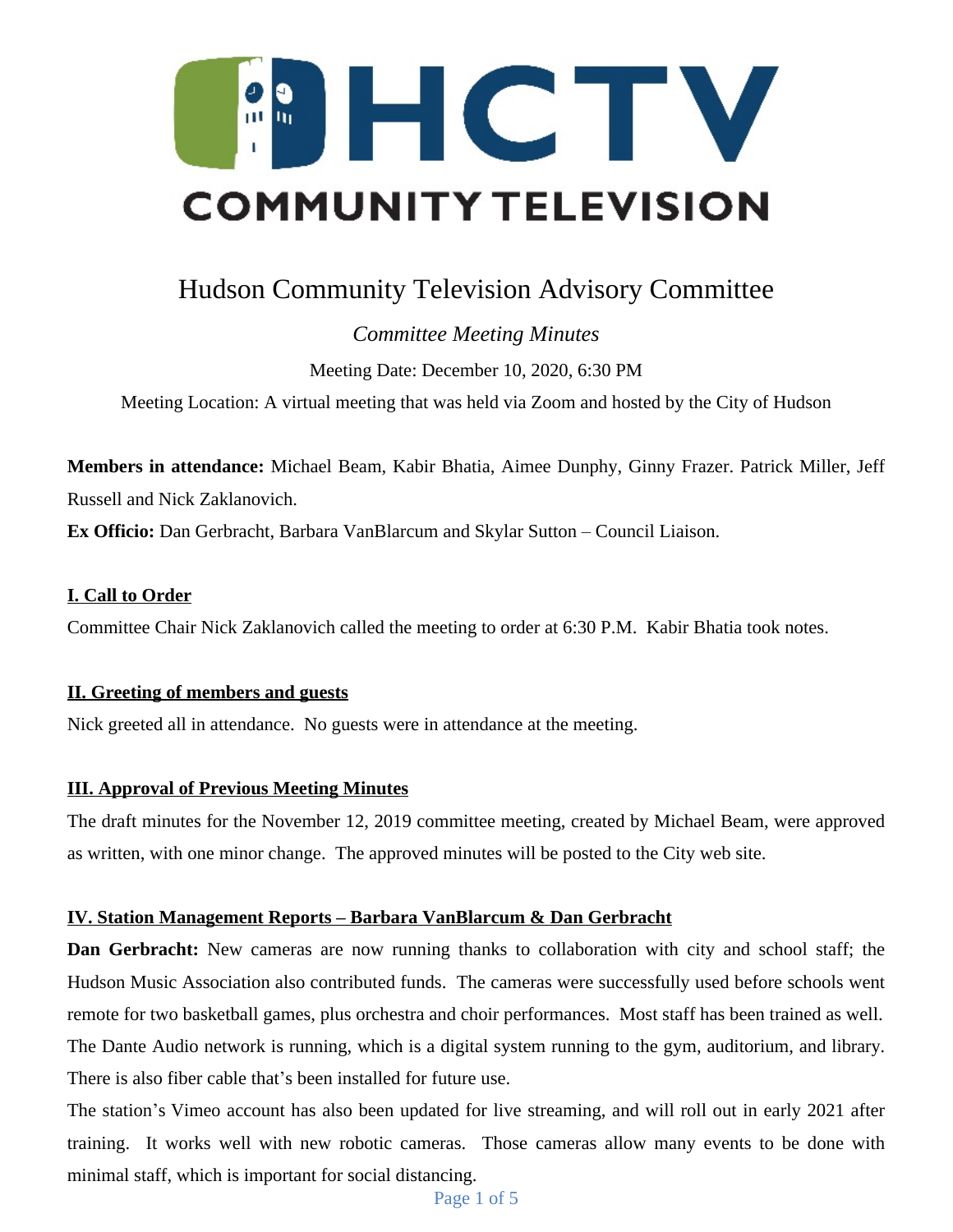# HCTV COMMUNITY TELEVISION

## Hudson Community Television Advisory Committee

*Committee Meeting Minutes*

Meeting Date: December 10, 2020, 6:30 PM

Meeting Location: A virtual meeting that was held via Zoom and hosted by the City of Hudson

**Members in attendance:** Michael Beam, Kabir Bhatia, Aimee Dunphy, Ginny Frazer. Patrick Miller, Jeff Russell and Nick Zaklanovich.

**Ex Officio:** Dan Gerbracht, Barbara VanBlarcum and Skylar Sutton – Council Liaison.

### I. Call to Order

Committee Chair Nick Zaklanovich called the meeting to order at 6:30 P.M. Kabir Bhatia took notes.

### II. Greeting of members and guests

Nick greeted all in attendance. No guests were in attendance at the meeting.

### III. Approval of Previous Meeting Minutes

The draft minutes for the November 12, 2019 committee meeting, created by Michael Beam, were approved as written, with one minor change. The approved minutes will be posted to the City web site.

### IV. Station Management Reports – Barbara VanBlarcum & Dan Gerbracht

**Dan Gerbracht:** New cameras are now running thanks to collaboration with city and school staff; the Hudson Music Association also contributed funds. The cameras were successfully used before schools went remote for two basketball games, plus orchestra and choir performances. Most staff has been trained as well. The Dante Audio network is running, which is a digital system running to the gym, auditorium, and library. There is also fiber cable that's been installed for future use.

The station's Vimeo account has also been updated for live streaming, and will roll out in early 2021 after training. It works well with new robotic cameras. Those cameras allow many events to be done with minimal staff, which is important for social distancing.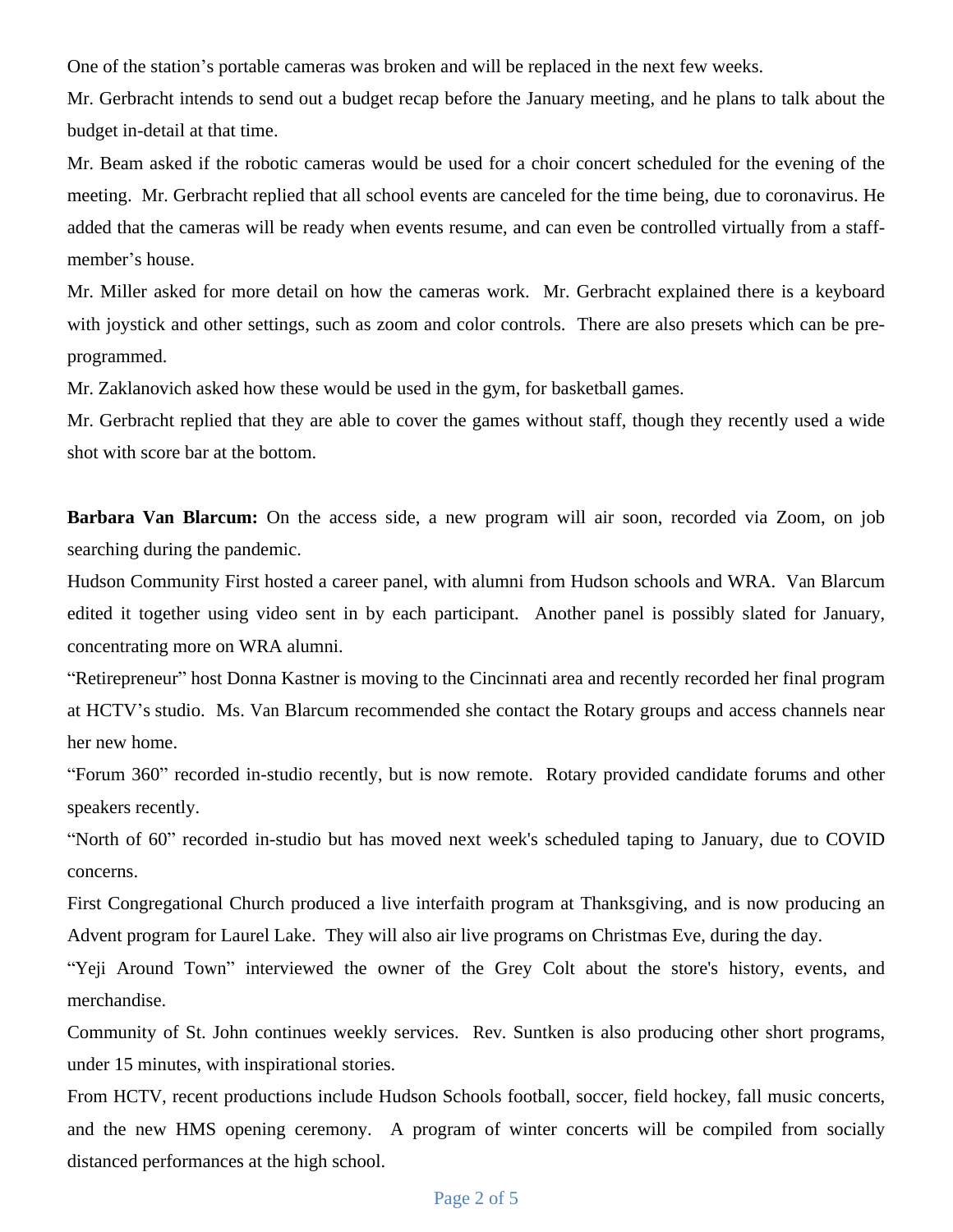One of the station's portable cameras was broken and will be replaced in the next few weeks.

Mr. Gerbracht intends to send out a budget recap before the January meeting, and he plans to talk about the budget in-detail at that time.

Mr. Beam asked if the robotic cameras would be used for a choir concert scheduled for the evening of the meeting. Mr. Gerbracht replied that all school events are canceled for the time being, due to coronavirus. He added that the cameras will be ready when events resume, and can even be controlled virtually from a staff-member's house.

Mr. Miller asked for more detail on how the cameras work. Mr. Gerbracht explained there is a keyboard with joystick and other settings, such as zoom and color controls. There are also presets which can be pre-programmed.

Mr. Zaklanovich asked how these would be used in the gym, for basketball games.

Mr. Gerbracht replied that they are able to cover the games without staff, though they recently used a wide shot with score bar at the bottom.

**Barbara Van Blarcum:** On the access side, a new program will air soon, recorded via Zoom, on job searching during the pandemic.

Hudson Community First hosted a career panel, with alumni from Hudson schools and WRA. Van Blarcum edited it together using video sent in by each participant. Another panel is possibly slated for January, concentrating more on WRA alumni.

"Retirepreneur" host Donna Kastner is moving to the Cincinnati area and recently recorded her final program at HCTV's studio. Ms. Van Blarcum recommended she contact the Rotary groups and access channels near her new home.

"Forum 360" recorded in-studio recently, but is now remote. Rotary provided candidate forums and other speakers recently.

"North of 60" recorded in-studio but has moved next week's scheduled taping to January, due to COVID concerns.

First Congregational Church produced a live interfaith program at Thanksgiving, and is now producing an Advent program for Laurel Lake. They will also air live programs on Christmas Eve, during the day.

"Yeji Around Town" interviewed the owner of the Grey Colt about the store's history, events, and merchandise.

Community of St. John continues weekly services. Rev. Suntken is also producing other short programs, under 15 minutes, with inspirational stories.

From HCTV, recent productions include Hudson Schools football, soccer, field hockey, fall music concerts, and the new HMS opening ceremony. A program of winter concerts will be compiled from socially distanced performances at the high school.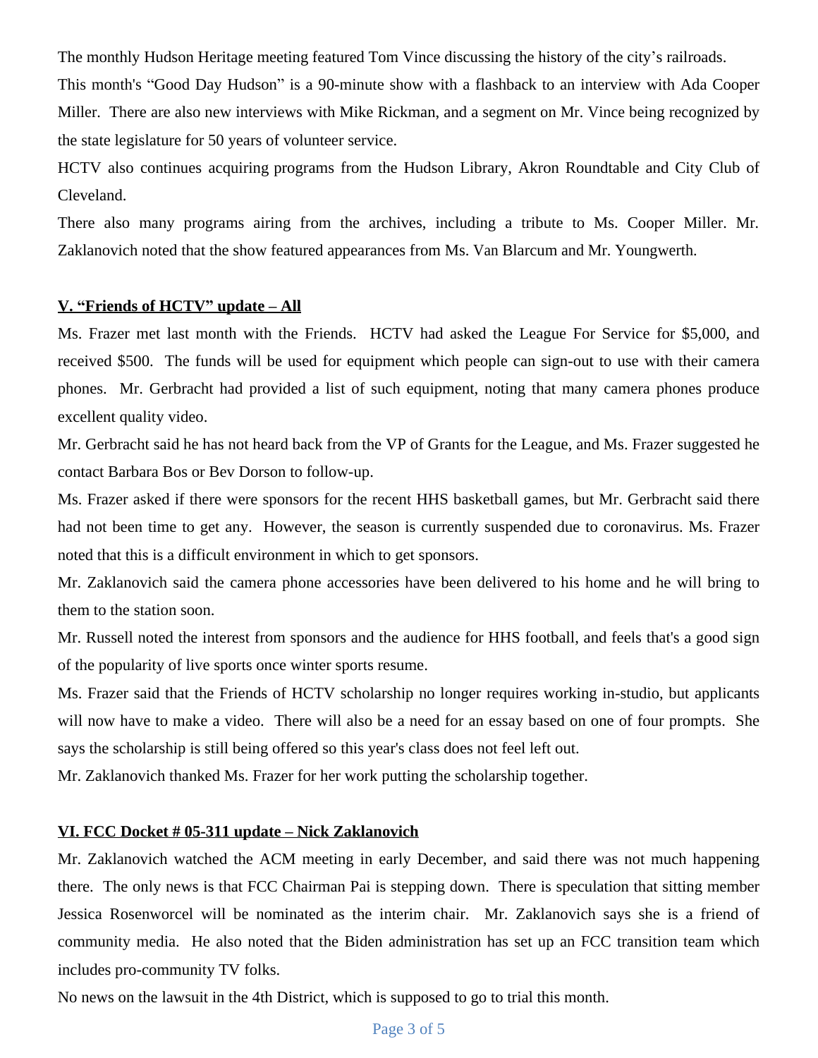The monthly Hudson Heritage meeting featured Tom Vince discussing the history of the city's railroads.

This month's "Good Day Hudson" is a 90-minute show with a flashback to an interview with Ada Cooper Miller. There are also new interviews with Mike Rickman, and a segment on Mr. Vince being recognized by the state legislature for 50 years of volunteer service.

HCTV also continues acquiring programs from the Hudson Library, Akron Roundtable and City Club of Cleveland.

There also many programs airing from the archives, including a tribute to Ms. Cooper Miller. Mr. Zaklanovich noted that the show featured appearances from Ms. Van Blarcum and Mr. Youngwerth.

## V. "Friends of HCTV" update – All

Ms. Frazer met last month with the Friends. HCTV had asked the League For Service for $5,000, and received $500. The funds will be used for equipment which people can sign-out to use with their camera phones. Mr. Gerbracht had provided a list of such equipment, noting that many camera phones produce excellent quality video.

Mr. Gerbracht said he has not heard back from the VP of Grants for the League, and Ms. Frazer suggested he contact Barbara Bos or Bev Dorson to follow-up.

Ms. Frazer asked if there were sponsors for the recent HHS basketball games, but Mr. Gerbracht said there had not been time to get any. However, the season is currently suspended due to coronavirus. Ms. Frazer noted that this is a difficult environment in which to get sponsors.

Mr. Zaklanovich said the camera phone accessories have been delivered to his home and he will bring to them to the station soon.

Mr. Russell noted the interest from sponsors and the audience for HHS football, and feels that's a good sign of the popularity of live sports once winter sports resume.

Ms. Frazer said that the Friends of HCTV scholarship no longer requires working in-studio, but applicants will now have to make a video. There will also be a need for an essay based on one of four prompts. She says the scholarship is still being offered so this year's class does not feel left out.

Mr. Zaklanovich thanked Ms. Frazer for her work putting the scholarship together.

## VI. FCC Docket # 05-311 update – Nick Zaklanovich

Mr. Zaklanovich watched the ACM meeting in early December, and said there was not much happening there. The only news is that FCC Chairman Pai is stepping down. There is speculation that sitting member Jessica Rosenworcel will be nominated as the interim chair. Mr. Zaklanovich says she is a friend of community media. He also noted that the Biden administration has set up an FCC transition team which includes pro-community TV folks.

No news on the lawsuit in the 4th District, which is supposed to go to trial this month.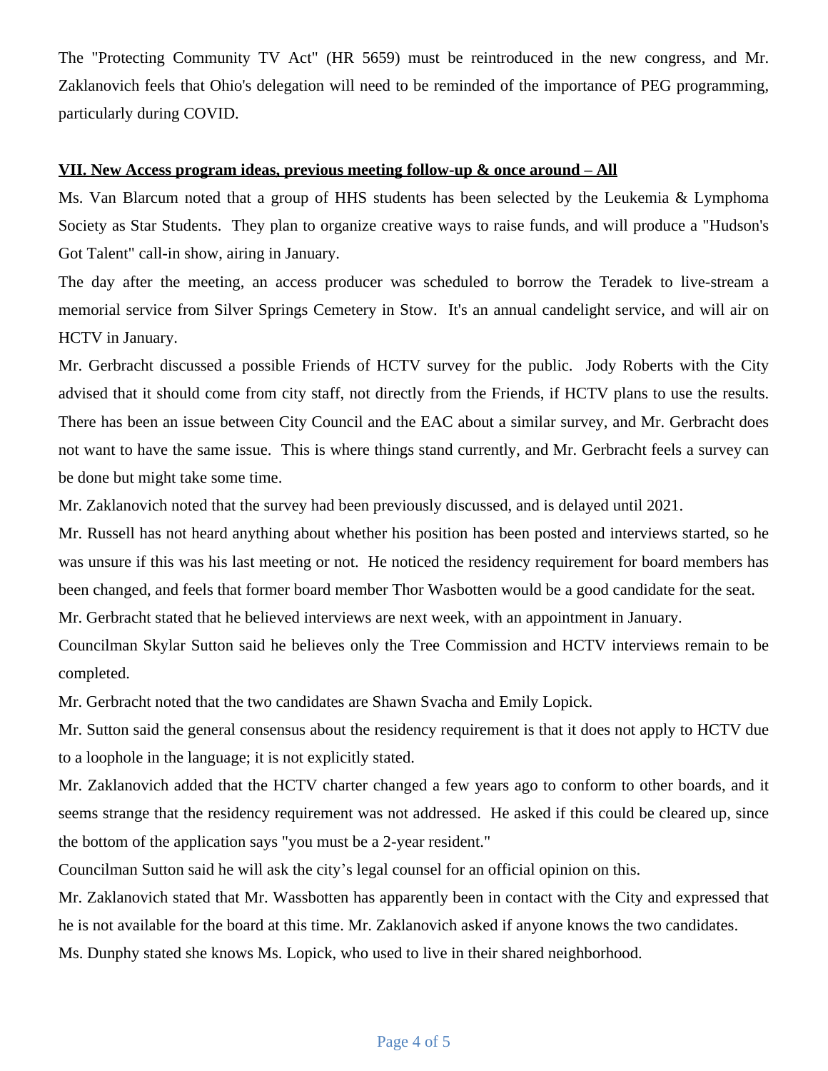The "Protecting Community TV Act" (HR 5659) must be reintroduced in the new congress, and Mr. Zaklanovich feels that Ohio's delegation will need to be reminded of the importance of PEG programming, particularly during COVID.

**VII. New Access program ideas, previous meeting follow-up & once around – All**

Ms. Van Blarcum noted that a group of HHS students has been selected by the Leukemia & Lymphoma Society as Star Students. They plan to organize creative ways to raise funds, and will produce a "Hudson's Got Talent" call-in show, airing in January.

The day after the meeting, an access producer was scheduled to borrow the Teradek to live-stream a memorial service from Silver Springs Cemetery in Stow. It's an annual candelight service, and will air on HCTV in January.

Mr. Gerbracht discussed a possible Friends of HCTV survey for the public. Jody Roberts with the City advised that it should come from city staff, not directly from the Friends, if HCTV plans to use the results. There has been an issue between City Council and the EAC about a similar survey, and Mr. Gerbracht does not want to have the same issue. This is where things stand currently, and Mr. Gerbracht feels a survey can be done but might take some time.

Mr. Zaklanovich noted that the survey had been previously discussed, and is delayed until 2021.

Mr. Russell has not heard anything about whether his position has been posted and interviews started, so he was unsure if this was his last meeting or not. He noticed the residency requirement for board members has been changed, and feels that former board member Thor Wasbotten would be a good candidate for the seat.

Mr. Gerbracht stated that he believed interviews are next week, with an appointment in January.

Councilman Skylar Sutton said he believes only the Tree Commission and HCTV interviews remain to be completed.

Mr. Gerbracht noted that the two candidates are Shawn Svacha and Emily Lopick.

Mr. Sutton said the general consensus about the residency requirement is that it does not apply to HCTV due to a loophole in the language; it is not explicitly stated.

Mr. Zaklanovich added that the HCTV charter changed a few years ago to conform to other boards, and it seems strange that the residency requirement was not addressed. He asked if this could be cleared up, since the bottom of the application says "you must be a 2-year resident."

Councilman Sutton said he will ask the city's legal counsel for an official opinion on this.

Mr. Zaklanovich stated that Mr. Wassbotten has apparently been in contact with the City and expressed that he is not available for the board at this time. Mr. Zaklanovich asked if anyone knows the two candidates.

Ms. Dunphy stated she knows Ms. Lopick, who used to live in their shared neighborhood.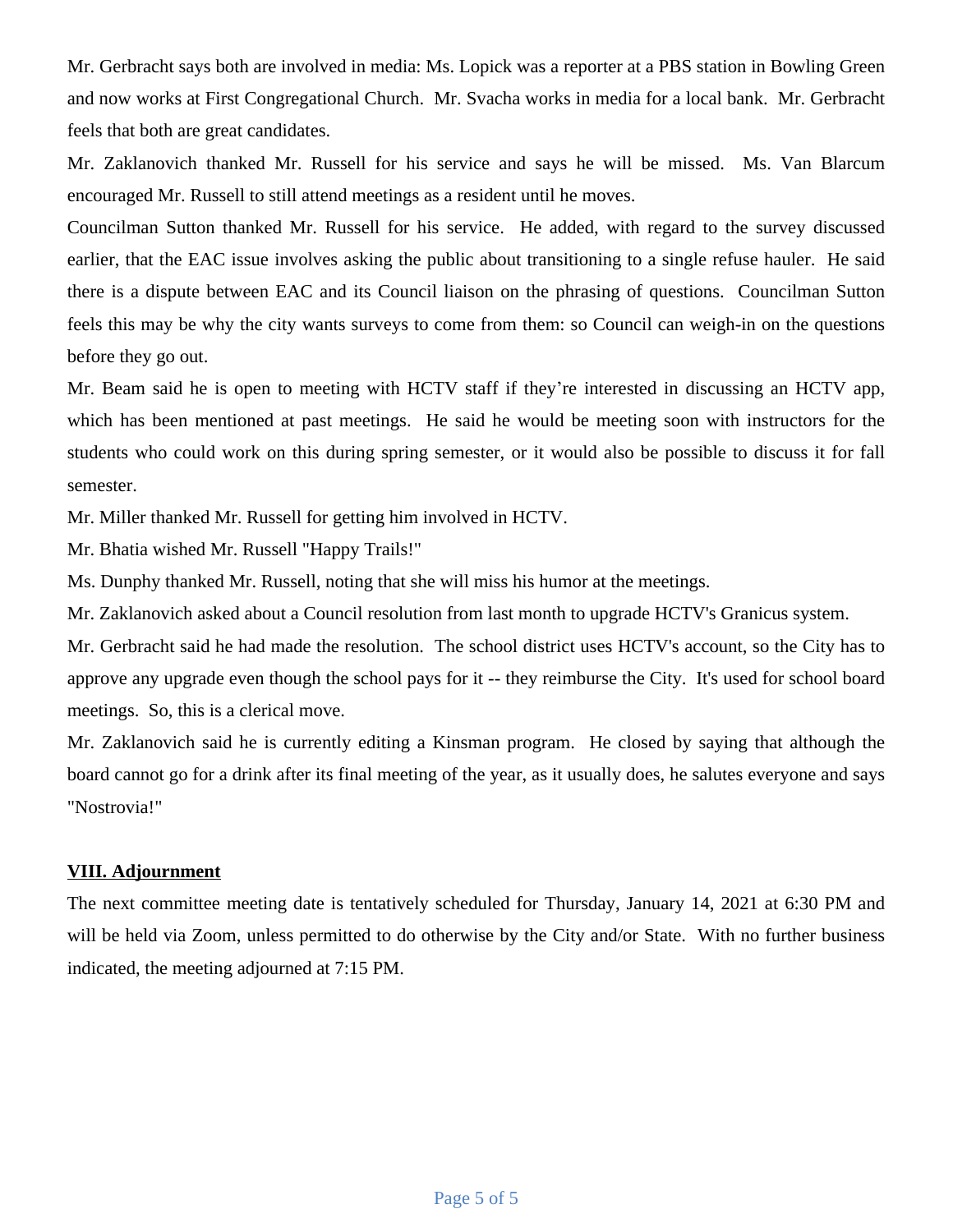Mr. Gerbracht says both are involved in media: Ms. Lopick was a reporter at a PBS station in Bowling Green and now works at First Congregational Church. Mr. Svacha works in media for a local bank. Mr. Gerbracht feels that both are great candidates.

Mr. Zaklanovich thanked Mr. Russell for his service and says he will be missed. Ms. Van Blarcum encouraged Mr. Russell to still attend meetings as a resident until he moves.

Councilman Sutton thanked Mr. Russell for his service. He added, with regard to the survey discussed earlier, that the EAC issue involves asking the public about transitioning to a single refuse hauler. He said there is a dispute between EAC and its Council liaison on the phrasing of questions. Councilman Sutton feels this may be why the city wants surveys to come from them: so Council can weigh-in on the questions before they go out.

Mr. Beam said he is open to meeting with HCTV staff if they're interested in discussing an HCTV app, which has been mentioned at past meetings. He said he would be meeting soon with instructors for the students who could work on this during spring semester, or it would also be possible to discuss it for fall semester.

Mr. Miller thanked Mr. Russell for getting him involved in HCTV.

Mr. Bhatia wished Mr. Russell "Happy Trails!"

Ms. Dunphy thanked Mr. Russell, noting that she will miss his humor at the meetings.

Mr. Zaklanovich asked about a Council resolution from last month to upgrade HCTV's Granicus system.

Mr. Gerbracht said he had made the resolution. The school district uses HCTV's account, so the City has to approve any upgrade even though the school pays for it -- they reimburse the City. It's used for school board meetings. So, this is a clerical move.

Mr. Zaklanovich said he is currently editing a Kinsman program. He closed by saying that although the board cannot go for a drink after its final meeting of the year, as it usually does, he salutes everyone and says "Nostrovia!"

## VIII. Adjournment

The next committee meeting date is tentatively scheduled for Thursday, January 14, 2021 at 6:30 PM and will be held via Zoom, unless permitted to do otherwise by the City and/or State. With no further business indicated, the meeting adjourned at 7:15 PM.